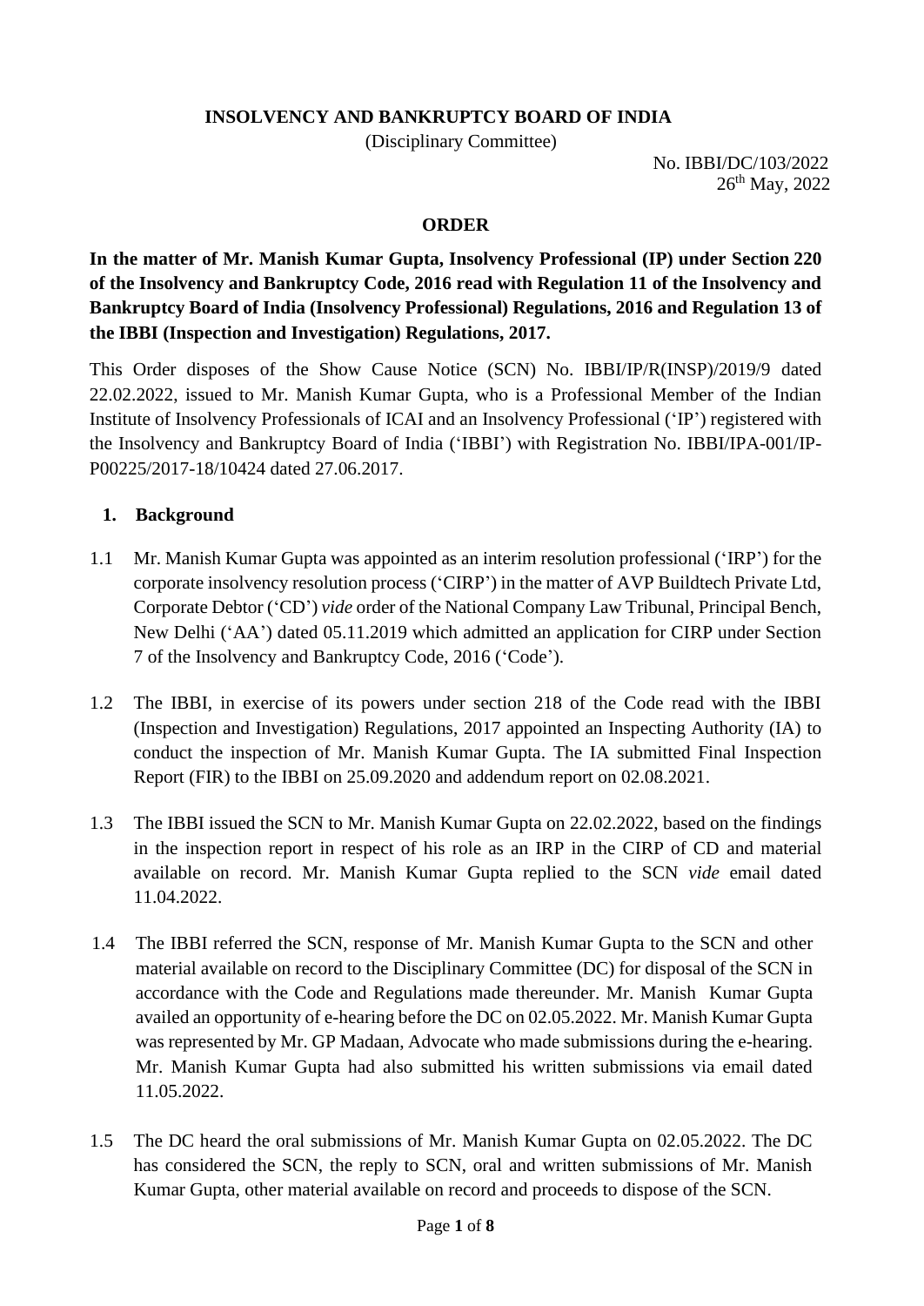**INSOLVENCY AND BANKRUPTCY BOARD OF INDIA**

(Disciplinary Committee)

No. IBBI/DC/103/2022

26th May, 2022

**ORDER**

**In the matter of Mr. Manish Kumar Gupta, Insolvency Professional (IP) under Section 220 of the Insolvency and Bankruptcy Code, 2016 read with Regulation 11 of the Insolvency and Bankruptcy Board of India (Insolvency Professional) Regulations, 2016 and Regulation 13 of the IBBI (Inspection and Investigation) Regulations, 2017.**

This Order disposes of the Show Cause Notice (SCN) No. IBBI/IP/R(INSP)/2019/9 dated 22.02.2022, issued to Mr. Manish Kumar Gupta, who is a Professional Member of the Indian Institute of Insolvency Professionals of ICAI and an Insolvency Professional ('IP') registered with the Insolvency and Bankruptcy Board of India ('IBBI') with Registration No. IBBI/IPA-001/IP-P00225/2017-18/10424 dated 27.06.2017.

## 1. Background

1.1 Mr. Manish Kumar Gupta was appointed as an interim resolution professional ('IRP') for the corporate insolvency resolution process ('CIRP') in the matter of AVP Buildtech Private Ltd, Corporate Debtor ('CD') *vide* order of the National Company Law Tribunal, Principal Bench, New Delhi ('AA') dated 05.11.2019 which admitted an application for CIRP under Section 7 of the Insolvency and Bankruptcy Code, 2016 ('Code').

1.2 The IBBI, in exercise of its powers under section 218 of the Code read with the IBBI (Inspection and Investigation) Regulations, 2017 appointed an Inspecting Authority (IA) to conduct the inspection of Mr. Manish Kumar Gupta. The IA submitted Final Inspection Report (FIR) to the IBBI on 25.09.2020 and addendum report on 02.08.2021.

1.3 The IBBI issued the SCN to Mr. Manish Kumar Gupta on 22.02.2022, based on the findings in the inspection report in respect of his role as an IRP in the CIRP of CD and material available on record. Mr. Manish Kumar Gupta replied to the SCN *vide* email dated 11.04.2022.

1.4 The IBBI referred the SCN, response of Mr. Manish Kumar Gupta to the SCN and other material available on record to the Disciplinary Committee (DC) for disposal of the SCN in accordance with the Code and Regulations made thereunder. Mr. Manish Kumar Gupta availed an opportunity of e-hearing before the DC on 02.05.2022. Mr. Manish Kumar Gupta was represented by Mr. GP Madaan, Advocate who made submissions during the e-hearing. Mr. Manish Kumar Gupta had also submitted his written submissions via email dated 11.05.2022.

1.5 The DC heard the oral submissions of Mr. Manish Kumar Gupta on 02.05.2022. The DC has considered the SCN, the reply to SCN, oral and written submissions of Mr. Manish Kumar Gupta, other material available on record and proceeds to dispose of the SCN.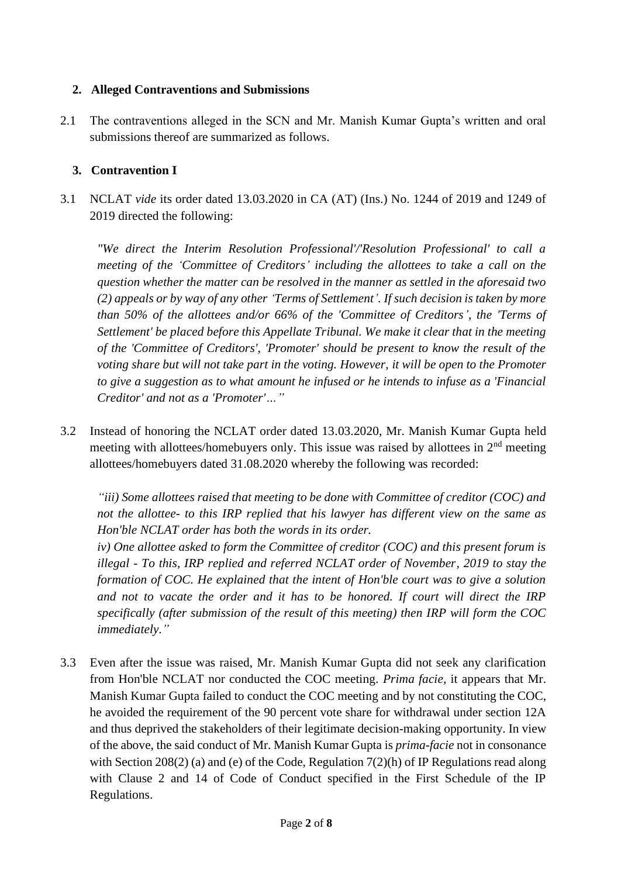## 2. Alleged Contraventions and Submissions

2.1 The contraventions alleged in the SCN and Mr. Manish Kumar Gupta's written and oral submissions thereof are summarized as follows.

## 3. Contravention I

3.1 NCLAT *vide* its order dated 13.03.2020 in CA (AT) (Ins.) No. 1244 of 2019 and 1249 of 2019 directed the following:

> *"We direct the Interim Resolution Professional'/'Resolution Professional' to call a meeting of the 'Committee of Creditors' including the allottees to take a call on the question whether the matter can be resolved in the manner as settled in the aforesaid two (2) appeals or by way of any other 'Terms of Settlement'. If such decision is taken by more than 50% of the allottees and/or 66% of the 'Committee of Creditors', the 'Terms of Settlement' be placed before this Appellate Tribunal. We make it clear that in the meeting of the 'Committee of Creditors', 'Promoter' should be present to know the result of the voting share but will not take part in the voting. However, it will be open to the Promoter to give a suggestion as to what amount he infused or he intends to infuse as a 'Financial Creditor' and not as a 'Promoter'…"*

3.2 Instead of honoring the NCLAT order dated 13.03.2020, Mr. Manish Kumar Gupta held meeting with allottees/homebuyers only. This issue was raised by allottees in 2nd meeting allottees/homebuyers dated 31.08.2020 whereby the following was recorded:

> *"iii) Some allottees raised that meeting to be done with Committee of creditor (COC) and not the allottee- to this IRP replied that his lawyer has different view on the same as Hon'ble NCLAT order has both the words in its order.*
>
> *iv) One allottee asked to form the Committee of creditor (COC) and this present forum is illegal - To this, IRP replied and referred NCLAT order of November, 2019 to stay the formation of COC. He explained that the intent of Hon'ble court was to give a solution and not to vacate the order and it has to be honored. If court will direct the IRP specifically (after submission of the result of this meeting) then IRP will form the COC immediately."*

3.3 Even after the issue was raised, Mr. Manish Kumar Gupta did not seek any clarification from Hon'ble NCLAT nor conducted the COC meeting. *Prima facie,* it appears that Mr. Manish Kumar Gupta failed to conduct the COC meeting and by not constituting the COC, he avoided the requirement of the 90 percent vote share for withdrawal under section 12A and thus deprived the stakeholders of their legitimate decision-making opportunity. In view of the above, the said conduct of Mr. Manish Kumar Gupta is *prima-facie* not in consonance with Section 208(2) (a) and (e) of the Code, Regulation 7(2)(h) of IP Regulations read along with Clause 2 and 14 of Code of Conduct specified in the First Schedule of the IP Regulations.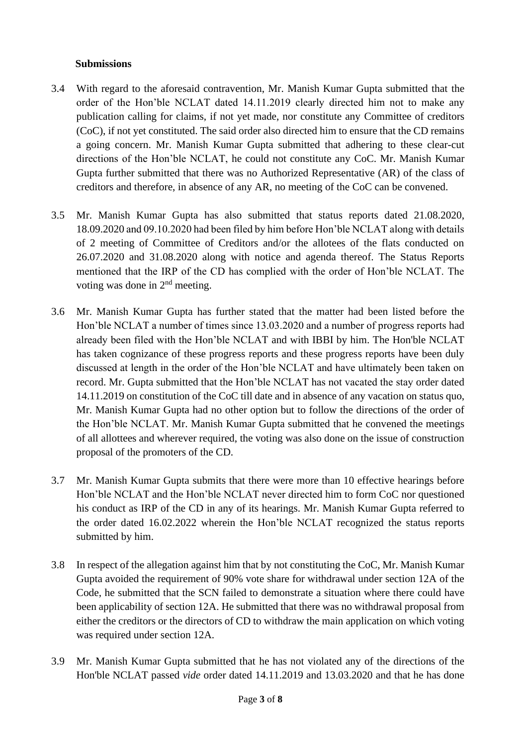**Submissions**

3.4 With regard to the aforesaid contravention, Mr. Manish Kumar Gupta submitted that the order of the Hon'ble NCLAT dated 14.11.2019 clearly directed him not to make any publication calling for claims, if not yet made, nor constitute any Committee of creditors (CoC), if not yet constituted. The said order also directed him to ensure that the CD remains a going concern. Mr. Manish Kumar Gupta submitted that adhering to these clear-cut directions of the Hon'ble NCLAT, he could not constitute any CoC. Mr. Manish Kumar Gupta further submitted that there was no Authorized Representative (AR) of the class of creditors and therefore, in absence of any AR, no meeting of the CoC can be convened.

3.5 Mr. Manish Kumar Gupta has also submitted that status reports dated 21.08.2020, 18.09.2020 and 09.10.2020 had been filed by him before Hon'ble NCLAT along with details of 2 meeting of Committee of Creditors and/or the allotees of the flats conducted on 26.07.2020 and 31.08.2020 along with notice and agenda thereof. The Status Reports mentioned that the IRP of the CD has complied with the order of Hon'ble NCLAT. The voting was done in 2nd meeting.

3.6 Mr. Manish Kumar Gupta has further stated that the matter had been listed before the Hon'ble NCLAT a number of times since 13.03.2020 and a number of progress reports had already been filed with the Hon'ble NCLAT and with IBBI by him. The Hon'ble NCLAT has taken cognizance of these progress reports and these progress reports have been duly discussed at length in the order of the Hon'ble NCLAT and have ultimately been taken on record. Mr. Gupta submitted that the Hon'ble NCLAT has not vacated the stay order dated 14.11.2019 on constitution of the CoC till date and in absence of any vacation on status quo, Mr. Manish Kumar Gupta had no other option but to follow the directions of the order of the Hon'ble NCLAT. Mr. Manish Kumar Gupta submitted that he convened the meetings of all allottees and wherever required, the voting was also done on the issue of construction proposal of the promoters of the CD.

3.7 Mr. Manish Kumar Gupta submits that there were more than 10 effective hearings before Hon'ble NCLAT and the Hon'ble NCLAT never directed him to form CoC nor questioned his conduct as IRP of the CD in any of its hearings. Mr. Manish Kumar Gupta referred to the order dated 16.02.2022 wherein the Hon'ble NCLAT recognized the status reports submitted by him.

3.8 In respect of the allegation against him that by not constituting the CoC, Mr. Manish Kumar Gupta avoided the requirement of 90% vote share for withdrawal under section 12A of the Code, he submitted that the SCN failed to demonstrate a situation where there could have been applicability of section 12A. He submitted that there was no withdrawal proposal from either the creditors or the directors of CD to withdraw the main application on which voting was required under section 12A.

3.9 Mr. Manish Kumar Gupta submitted that he has not violated any of the directions of the Hon'ble NCLAT passed *vide* order dated 14.11.2019 and 13.03.2020 and that he has done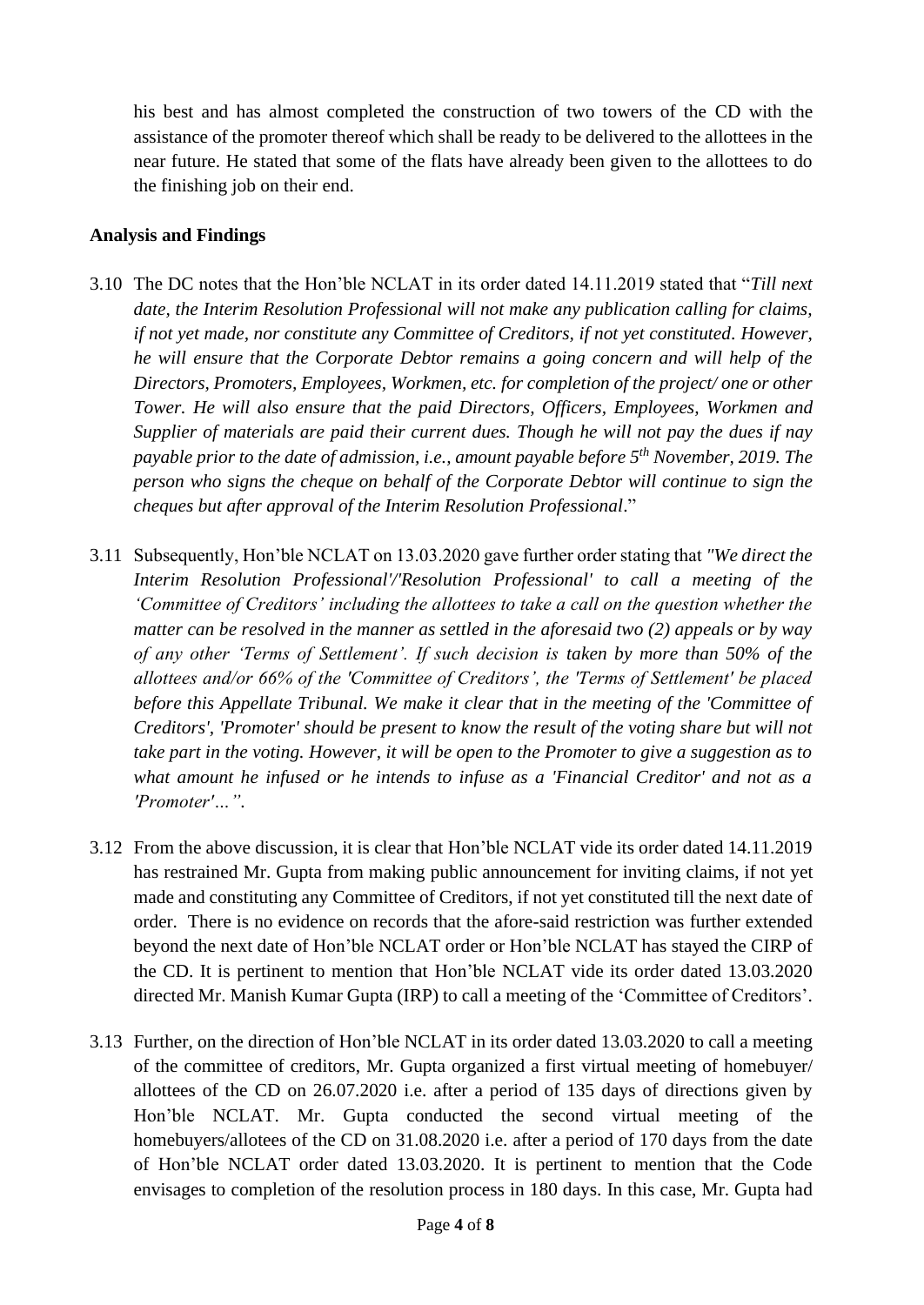his best and has almost completed the construction of two towers of the CD with the assistance of the promoter thereof which shall be ready to be delivered to the allottees in the near future. He stated that some of the flats have already been given to the allottees to do the finishing job on their end.

### Analysis and Findings

3.10 The DC notes that the Hon'ble NCLAT in its order dated 14.11.2019 stated that "*Till next date, the Interim Resolution Professional will not make any publication calling for claims, if not yet made, nor constitute any Committee of Creditors, if not yet constituted. However, he will ensure that the Corporate Debtor remains a going concern and will help of the Directors, Promoters, Employees, Workmen, etc. for completion of the project/ one or other Tower. He will also ensure that the paid Directors, Officers, Employees, Workmen and Supplier of materials are paid their current dues. Though he will not pay the dues if nay payable prior to the date of admission, i.e., amount payable before 5th November, 2019. The person who signs the cheque on behalf of the Corporate Debtor will continue to sign the cheques but after approval of the Interim Resolution Professional*."

3.11 Subsequently, Hon'ble NCLAT on 13.03.2020 gave further order stating that *"We direct the Interim Resolution Professional'/'Resolution Professional' to call a meeting of the 'Committee of Creditors' including the allottees to take a call on the question whether the matter can be resolved in the manner as settled in the aforesaid two (2) appeals or by way of any other 'Terms of Settlement'. If such decision is taken by more than 50% of the allottees and/or 66% of the 'Committee of Creditors', the 'Terms of Settlement' be placed before this Appellate Tribunal. We make it clear that in the meeting of the 'Committee of Creditors', 'Promoter' should be present to know the result of the voting share but will not take part in the voting. However, it will be open to the Promoter to give a suggestion as to what amount he infused or he intends to infuse as a 'Financial Creditor' and not as a 'Promoter'…"*.

3.12 From the above discussion, it is clear that Hon'ble NCLAT vide its order dated 14.11.2019 has restrained Mr. Gupta from making public announcement for inviting claims, if not yet made and constituting any Committee of Creditors, if not yet constituted till the next date of order. There is no evidence on records that the afore-said restriction was further extended beyond the next date of Hon'ble NCLAT order or Hon'ble NCLAT has stayed the CIRP of the CD. It is pertinent to mention that Hon'ble NCLAT vide its order dated 13.03.2020 directed Mr. Manish Kumar Gupta (IRP) to call a meeting of the 'Committee of Creditors'.

3.13 Further, on the direction of Hon'ble NCLAT in its order dated 13.03.2020 to call a meeting of the committee of creditors, Mr. Gupta organized a first virtual meeting of homebuyer/ allottees of the CD on 26.07.2020 i.e. after a period of 135 days of directions given by Hon'ble NCLAT. Mr. Gupta conducted the second virtual meeting of the homebuyers/allotees of the CD on 31.08.2020 i.e. after a period of 170 days from the date of Hon'ble NCLAT order dated 13.03.2020. It is pertinent to mention that the Code envisages to completion of the resolution process in 180 days. In this case, Mr. Gupta had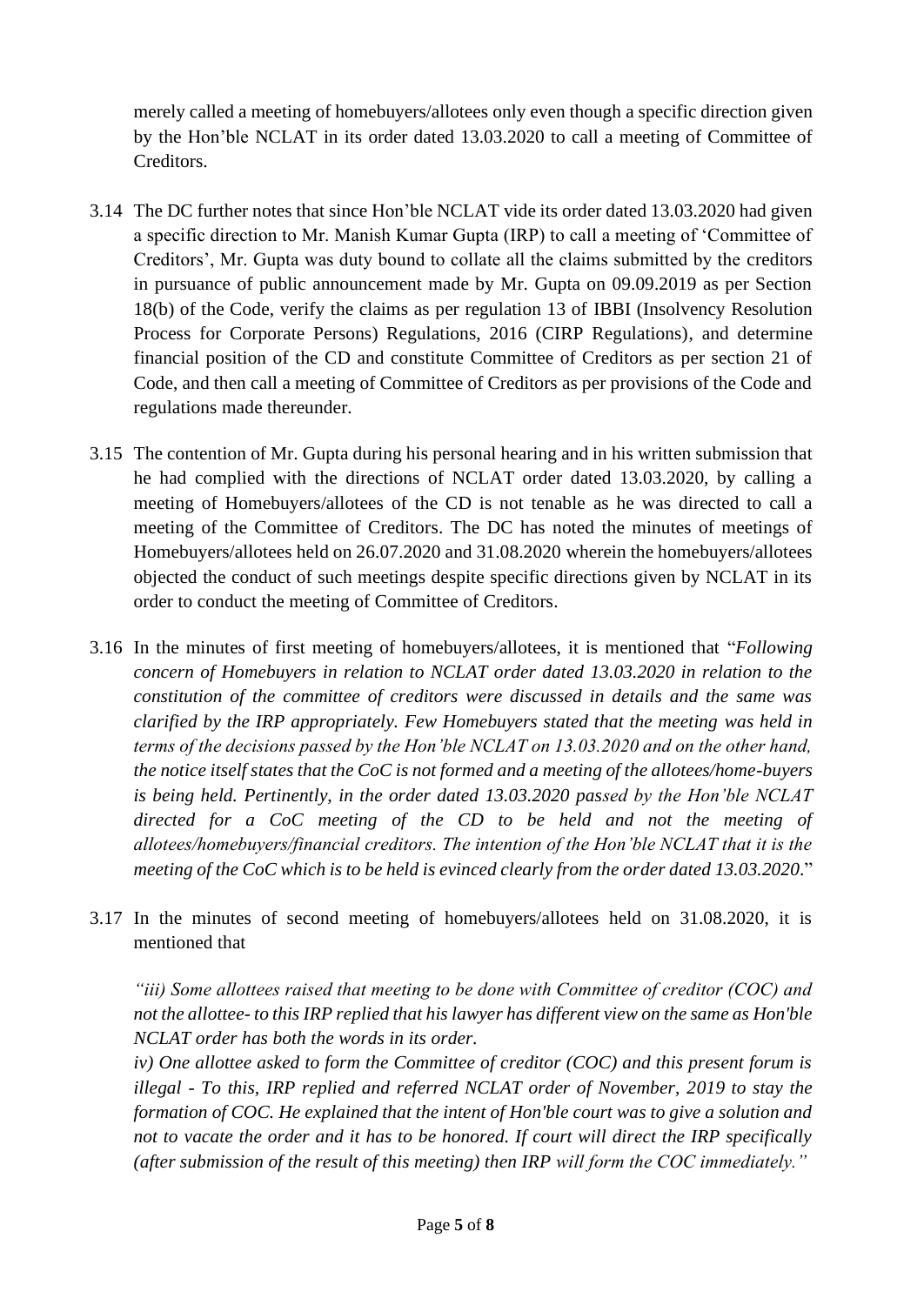merely called a meeting of homebuyers/allotees only even though a specific direction given by the Hon'ble NCLAT in its order dated 13.03.2020 to call a meeting of Committee of Creditors.

3.14 The DC further notes that since Hon'ble NCLAT vide its order dated 13.03.2020 had given a specific direction to Mr. Manish Kumar Gupta (IRP) to call a meeting of 'Committee of Creditors', Mr. Gupta was duty bound to collate all the claims submitted by the creditors in pursuance of public announcement made by Mr. Gupta on 09.09.2019 as per Section 18(b) of the Code, verify the claims as per regulation 13 of IBBI (Insolvency Resolution Process for Corporate Persons) Regulations, 2016 (CIRP Regulations), and determine financial position of the CD and constitute Committee of Creditors as per section 21 of Code, and then call a meeting of Committee of Creditors as per provisions of the Code and regulations made thereunder.

3.15 The contention of Mr. Gupta during his personal hearing and in his written submission that he had complied with the directions of NCLAT order dated 13.03.2020, by calling a meeting of Homebuyers/allotees of the CD is not tenable as he was directed to call a meeting of the Committee of Creditors. The DC has noted the minutes of meetings of Homebuyers/allotees held on 26.07.2020 and 31.08.2020 wherein the homebuyers/allotees objected the conduct of such meetings despite specific directions given by NCLAT in its order to conduct the meeting of Committee of Creditors.

3.16 In the minutes of first meeting of homebuyers/allotees, it is mentioned that "*Following concern of Homebuyers in relation to NCLAT order dated 13.03.2020 in relation to the constitution of the committee of creditors were discussed in details and the same was clarified by the IRP appropriately. Few Homebuyers stated that the meeting was held in terms of the decisions passed by the Hon'ble NCLAT on 13.03.2020 and on the other hand, the notice itself states that the CoC is not formed and a meeting of the allotees/home-buyers is being held. Pertinently, in the order dated 13.03.2020 passed by the Hon'ble NCLAT directed for a CoC meeting of the CD to be held and not the meeting of allotees/homebuyers/financial creditors. The intention of the Hon'ble NCLAT that it is the meeting of the CoC which is to be held is evinced clearly from the order dated 13.03.2020*."

3.17 In the minutes of second meeting of homebuyers/allotees held on 31.08.2020, it is mentioned that

*"iii) Some allottees raised that meeting to be done with Committee of creditor (COC) and not the allottee- to this IRP replied that his lawyer has different view on the same as Hon'ble NCLAT order has both the words in its order.*
*iv) One allottee asked to form the Committee of creditor (COC) and this present forum is illegal - To this, IRP replied and referred NCLAT order of November, 2019 to stay the formation of COC. He explained that the intent of Hon'ble court was to give a solution and not to vacate the order and it has to be honored. If court will direct the IRP specifically (after submission of the result of this meeting) then IRP will form the COC immediately."*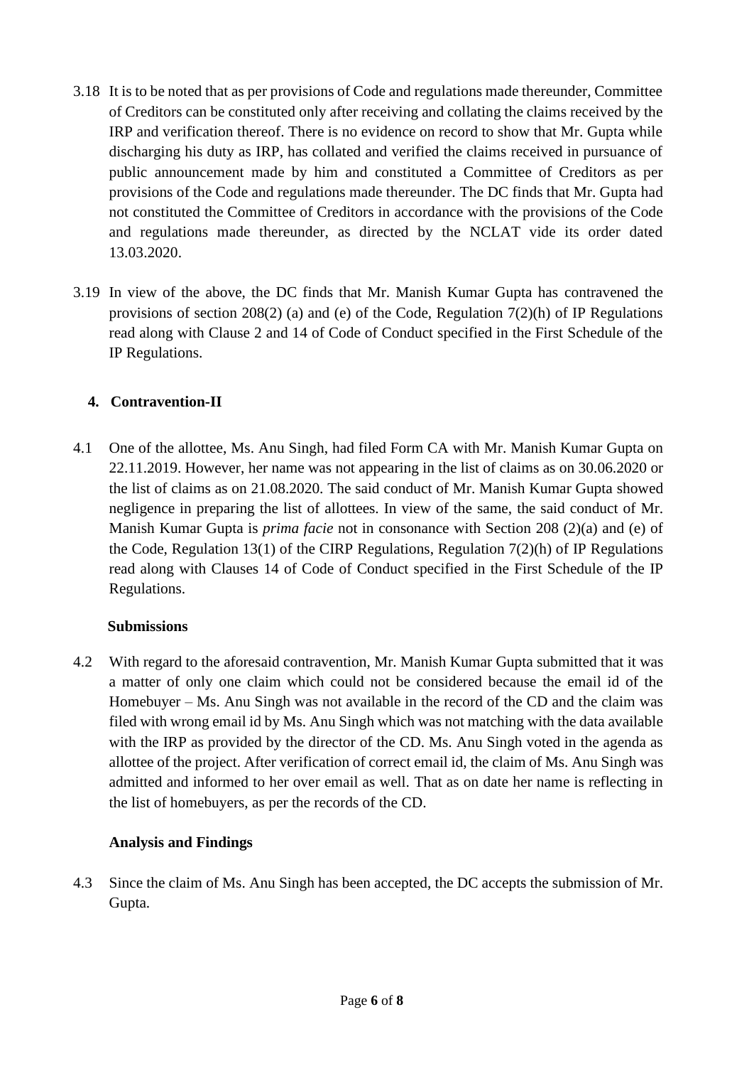3.18 It is to be noted that as per provisions of Code and regulations made thereunder, Committee of Creditors can be constituted only after receiving and collating the claims received by the IRP and verification thereof. There is no evidence on record to show that Mr. Gupta while discharging his duty as IRP, has collated and verified the claims received in pursuance of public announcement made by him and constituted a Committee of Creditors as per provisions of the Code and regulations made thereunder. The DC finds that Mr. Gupta had not constituted the Committee of Creditors in accordance with the provisions of the Code and regulations made thereunder, as directed by the NCLAT vide its order dated 13.03.2020.

3.19 In view of the above, the DC finds that Mr. Manish Kumar Gupta has contravened the provisions of section 208(2) (a) and (e) of the Code, Regulation 7(2)(h) of IP Regulations read along with Clause 2 and 14 of Code of Conduct specified in the First Schedule of the IP Regulations.

## 4. Contravention-II

4.1 One of the allottee, Ms. Anu Singh, had filed Form CA with Mr. Manish Kumar Gupta on 22.11.2019. However, her name was not appearing in the list of claims as on 30.06.2020 or the list of claims as on 21.08.2020. The said conduct of Mr. Manish Kumar Gupta showed negligence in preparing the list of allottees. In view of the same, the said conduct of Mr. Manish Kumar Gupta is *prima facie* not in consonance with Section 208 (2)(a) and (e) of the Code, Regulation 13(1) of the CIRP Regulations, Regulation 7(2)(h) of IP Regulations read along with Clauses 14 of Code of Conduct specified in the First Schedule of the IP Regulations.

**Submissions**

4.2 With regard to the aforesaid contravention, Mr. Manish Kumar Gupta submitted that it was a matter of only one claim which could not be considered because the email id of the Homebuyer – Ms. Anu Singh was not available in the record of the CD and the claim was filed with wrong email id by Ms. Anu Singh which was not matching with the data available with the IRP as provided by the director of the CD. Ms. Anu Singh voted in the agenda as allottee of the project. After verification of correct email id, the claim of Ms. Anu Singh was admitted and informed to her over email as well. That as on date her name is reflecting in the list of homebuyers, as per the records of the CD.

**Analysis and Findings**

4.3 Since the claim of Ms. Anu Singh has been accepted, the DC accepts the submission of Mr. Gupta.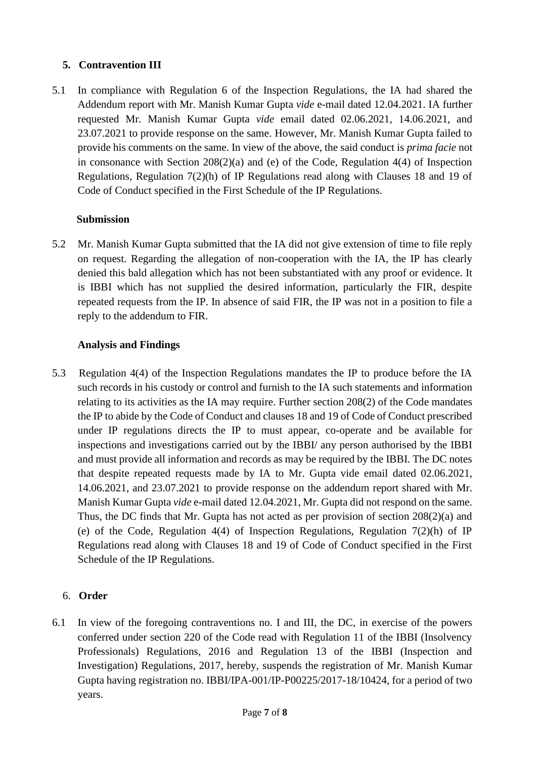## 5. Contravention III

5.1 In compliance with Regulation 6 of the Inspection Regulations, the IA had shared the Addendum report with Mr. Manish Kumar Gupta *vide* e-mail dated 12.04.2021. IA further requested Mr. Manish Kumar Gupta *vide* email dated 02.06.2021, 14.06.2021, and 23.07.2021 to provide response on the same. However, Mr. Manish Kumar Gupta failed to provide his comments on the same. In view of the above, the said conduct is *prima facie* not in consonance with Section 208(2)(a) and (e) of the Code, Regulation 4(4) of Inspection Regulations, Regulation 7(2)(h) of IP Regulations read along with Clauses 18 and 19 of Code of Conduct specified in the First Schedule of the IP Regulations.

### Submission

5.2 Mr. Manish Kumar Gupta submitted that the IA did not give extension of time to file reply on request. Regarding the allegation of non-cooperation with the IA, the IP has clearly denied this bald allegation which has not been substantiated with any proof or evidence. It is IBBI which has not supplied the desired information, particularly the FIR, despite repeated requests from the IP. In absence of said FIR, the IP was not in a position to file a reply to the addendum to FIR.

### Analysis and Findings

5.3 Regulation 4(4) of the Inspection Regulations mandates the IP to produce before the IA such records in his custody or control and furnish to the IA such statements and information relating to its activities as the IA may require. Further section 208(2) of the Code mandates the IP to abide by the Code of Conduct and clauses 18 and 19 of Code of Conduct prescribed under IP regulations directs the IP to must appear, co-operate and be available for inspections and investigations carried out by the IBBI/ any person authorised by the IBBI and must provide all information and records as may be required by the IBBI. The DC notes that despite repeated requests made by IA to Mr. Gupta vide email dated 02.06.2021, 14.06.2021, and 23.07.2021 to provide response on the addendum report shared with Mr. Manish Kumar Gupta *vide* e-mail dated 12.04.2021, Mr. Gupta did not respond on the same. Thus, the DC finds that Mr. Gupta has not acted as per provision of section 208(2)(a) and (e) of the Code, Regulation 4(4) of Inspection Regulations, Regulation 7(2)(h) of IP Regulations read along with Clauses 18 and 19 of Code of Conduct specified in the First Schedule of the IP Regulations.

## 6. Order

6.1 In view of the foregoing contraventions no. I and III, the DC, in exercise of the powers conferred under section 220 of the Code read with Regulation 11 of the IBBI (Insolvency Professionals) Regulations, 2016 and Regulation 13 of the IBBI (Inspection and Investigation) Regulations, 2017, hereby, suspends the registration of Mr. Manish Kumar Gupta having registration no. IBBI/IPA-001/IP-P00225/2017-18/10424, for a period of two years.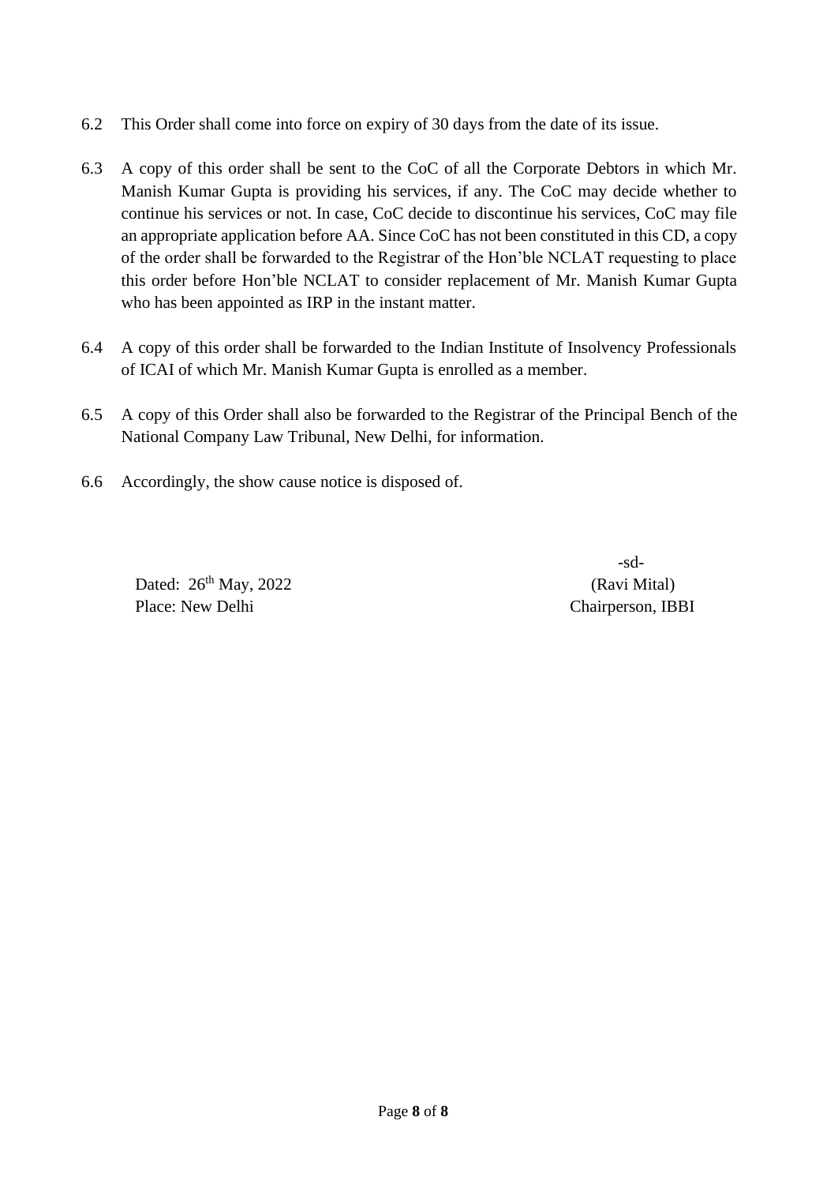6.2 This Order shall come into force on expiry of 30 days from the date of its issue.

6.3 A copy of this order shall be sent to the CoC of all the Corporate Debtors in which Mr. Manish Kumar Gupta is providing his services, if any. The CoC may decide whether to continue his services or not. In case, CoC decide to discontinue his services, CoC may file an appropriate application before AA. Since CoC has not been constituted in this CD, a copy of the order shall be forwarded to the Registrar of the Hon'ble NCLAT requesting to place this order before Hon'ble NCLAT to consider replacement of Mr. Manish Kumar Gupta who has been appointed as IRP in the instant matter.

6.4 A copy of this order shall be forwarded to the Indian Institute of Insolvency Professionals of ICAI of which Mr. Manish Kumar Gupta is enrolled as a member.

6.5 A copy of this Order shall also be forwarded to the Registrar of the Principal Bench of the National Company Law Tribunal, New Delhi, for information.

6.6 Accordingly, the show cause notice is disposed of.

-sd-

Dated: 26th May, 2022 (Ravi Mital)

Place: New Delhi Chairperson, IBBI